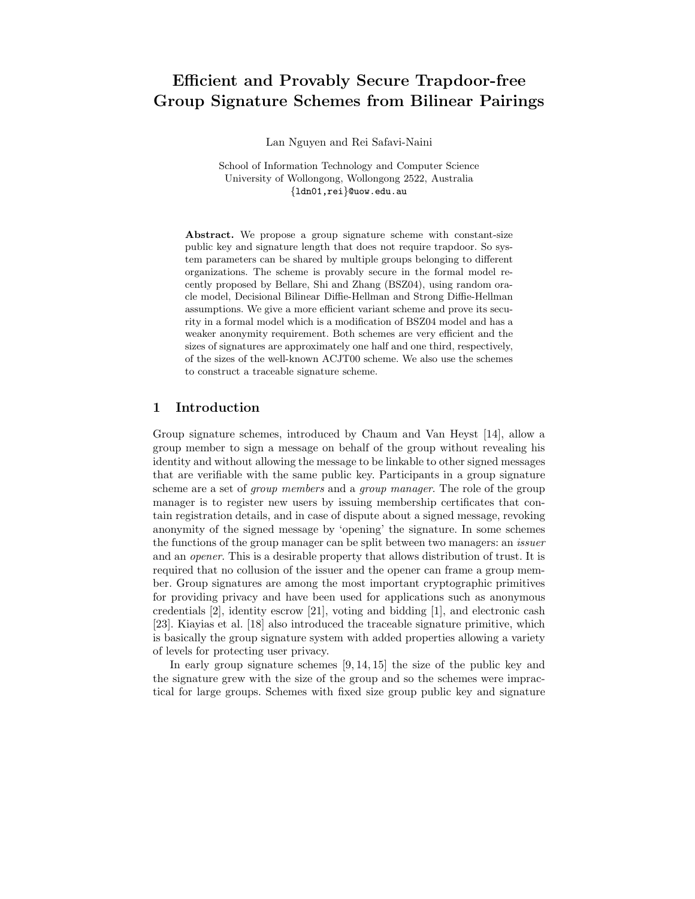# Efficient and Provably Secure Trapdoor-free Group Signature Schemes from Bilinear Pairings

Lan Nguyen and Rei Safavi-Naini

School of Information Technology and Computer Science
University of Wollongong, Wollongong 2522, Australia
{ldn01,rei}@uow.edu.au

**Abstract.** We propose a group signature scheme with constant-size public key and signature length that does not require trapdoor. So system parameters can be shared by multiple groups belonging to different organizations. The scheme is provably secure in the formal model recently proposed by Bellare, Shi and Zhang (BSZ04), using random oracle model, Decisional Bilinear Diffie-Hellman and Strong Diffie-Hellman assumptions. We give a more efficient variant scheme and prove its security in a formal model which is a modification of BSZ04 model and has a weaker anonymity requirement. Both schemes are very efficient and the sizes of signatures are approximately one half and one third, respectively, of the sizes of the well-known ACJT00 scheme. We also use the schemes to construct a traceable signature scheme.

## 1 Introduction

Group signature schemes, introduced by Chaum and Van Heyst [14], allow a group member to sign a message on behalf of the group without revealing his identity and without allowing the message to be linkable to other signed messages that are verifiable with the same public key. Participants in a group signature scheme are a set of *group members* and a *group manager*. The role of the group manager is to register new users by issuing membership certificates that contain registration details, and in case of dispute about a signed message, revoking anonymity of the signed message by 'opening' the signature. In some schemes the functions of the group manager can be split between two managers: an *issuer* and an *opener*. This is a desirable property that allows distribution of trust. It is required that no collusion of the issuer and the opener can frame a group member. Group signatures are among the most important cryptographic primitives for providing privacy and have been used for applications such as anonymous credentials [2], identity escrow [21], voting and bidding [1], and electronic cash [23]. Kiayias et al. [18] also introduced the traceable signature primitive, which is basically the group signature system with added properties allowing a variety of levels for protecting user privacy.

In early group signature schemes [9, 14, 15] the size of the public key and the signature grew with the size of the group and so the schemes were impractical for large groups. Schemes with fixed size group public key and signature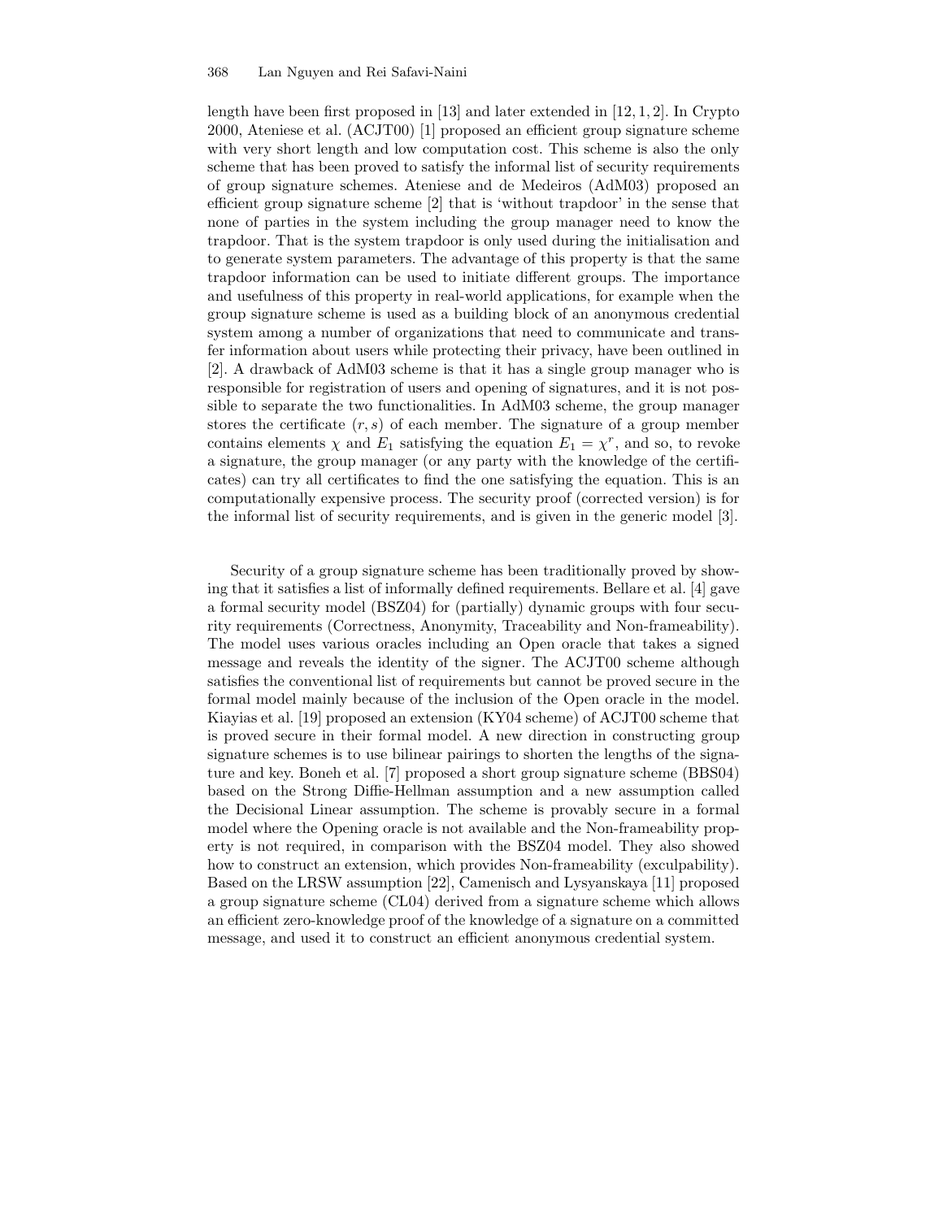length have been first proposed in [13] and later extended in [12, 1, 2]. In Crypto 2000, Ateniese et al. (ACJT00) [1] proposed an efficient group signature scheme with very short length and low computation cost. This scheme is also the only scheme that has been proved to satisfy the informal list of security requirements of group signature schemes. Ateniese and de Medeiros (AdM03) proposed an efficient group signature scheme [2] that is 'without trapdoor' in the sense that none of parties in the system including the group manager need to know the trapdoor. That is the system trapdoor is only used during the initialisation and to generate system parameters. The advantage of this property is that the same trapdoor information can be used to initiate different groups. The importance and usefulness of this property in real-world applications, for example when the group signature scheme is used as a building block of an anonymous credential system among a number of organizations that need to communicate and transfer information about users while protecting their privacy, have been outlined in [2]. A drawback of AdM03 scheme is that it has a single group manager who is responsible for registration of users and opening of signatures, and it is not possible to separate the two functionalities. In AdM03 scheme, the group manager stores the certificate $(r, s)$ of each member. The signature of a group member contains elements $\chi$ and $E_1$ satisfying the equation $E_1 = \chi^r$, and so, to revoke a signature, the group manager (or any party with the knowledge of the certificates) can try all certificates to find the one satisfying the equation. This is an computationally expensive process. The security proof (corrected version) is for the informal list of security requirements, and is given in the generic model [3].

Security of a group signature scheme has been traditionally proved by showing that it satisfies a list of informally defined requirements. Bellare et al. [4] gave a formal security model (BSZ04) for (partially) dynamic groups with four security requirements (Correctness, Anonymity, Traceability and Non-frameability). The model uses various oracles including an Open oracle that takes a signed message and reveals the identity of the signer. The ACJT00 scheme although satisfies the conventional list of requirements but cannot be proved secure in the formal model mainly because of the inclusion of the Open oracle in the model. Kiayias et al. [19] proposed an extension (KY04 scheme) of ACJT00 scheme that is proved secure in their formal model. A new direction in constructing group signature schemes is to use bilinear pairings to shorten the lengths of the signature and key. Boneh et al. [7] proposed a short group signature scheme (BBS04) based on the Strong Diffie-Hellman assumption and a new assumption called the Decisional Linear assumption. The scheme is provably secure in a formal model where the Opening oracle is not available and the Non-frameability property is not required, in comparison with the BSZ04 model. They also showed how to construct an extension, which provides Non-frameability (exculpability). Based on the LRSW assumption [22], Camenisch and Lysyanskaya [11] proposed a group signature scheme (CL04) derived from a signature scheme which allows an efficient zero-knowledge proof of the knowledge of a signature on a committed message, and used it to construct an efficient anonymous credential system.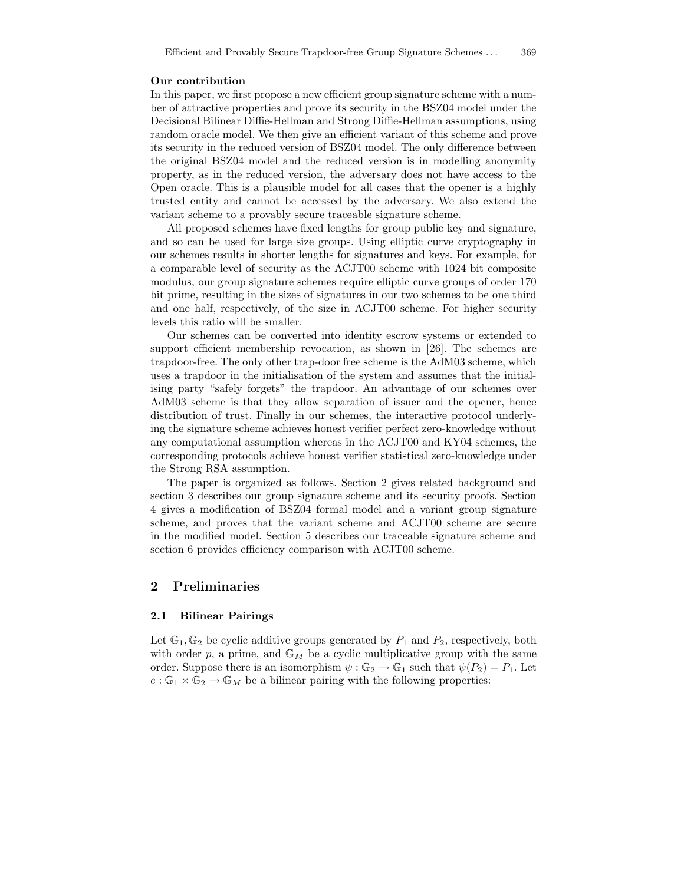**Our contribution**

In this paper, we first propose a new efficient group signature scheme with a number of attractive properties and prove its security in the BSZ04 model under the Decisional Bilinear Diffie-Hellman and Strong Diffie-Hellman assumptions, using random oracle model. We then give an efficient variant of this scheme and prove its security in the reduced version of BSZ04 model. The only difference between the original BSZ04 model and the reduced version is in modelling anonymity property, as in the reduced version, the adversary does not have access to the Open oracle. This is a plausible model for all cases that the opener is a highly trusted entity and cannot be accessed by the adversary. We also extend the variant scheme to a provably secure traceable signature scheme.

All proposed schemes have fixed lengths for group public key and signature, and so can be used for large size groups. Using elliptic curve cryptography in our schemes results in shorter lengths for signatures and keys. For example, for a comparable level of security as the ACJT00 scheme with 1024 bit composite modulus, our group signature schemes require elliptic curve groups of order 170 bit prime, resulting in the sizes of signatures in our two schemes to be one third and one half, respectively, of the size in ACJT00 scheme. For higher security levels this ratio will be smaller.

Our schemes can be converted into identity escrow systems or extended to support efficient membership revocation, as shown in [26]. The schemes are trapdoor-free. The only other trap-door free scheme is the AdM03 scheme, which uses a trapdoor in the initialisation of the system and assumes that the initialising party "safely forgets" the trapdoor. An advantage of our schemes over AdM03 scheme is that they allow separation of issuer and the opener, hence distribution of trust. Finally in our schemes, the interactive protocol underlying the signature scheme achieves honest verifier perfect zero-knowledge without any computational assumption whereas in the ACJT00 and KY04 schemes, the corresponding protocols achieve honest verifier statistical zero-knowledge under the Strong RSA assumption.

The paper is organized as follows. Section 2 gives related background and section 3 describes our group signature scheme and its security proofs. Section 4 gives a modification of BSZ04 formal model and a variant group signature scheme, and proves that the variant scheme and ACJT00 scheme are secure in the modified model. Section 5 describes our traceable signature scheme and section 6 provides efficiency comparison with ACJT00 scheme.

## 2 Preliminaries

### 2.1 Bilinear Pairings

Let $\mathbb{G}_1, \mathbb{G}_2$ be cyclic additive groups generated by $P_1$ and $P_2$, respectively, both with order $p$, a prime, and $\mathbb{G}_M$ be a cyclic multiplicative group with the same order. Suppose there is an isomorphism $\psi : \mathbb{G}_2 \to \mathbb{G}_1$ such that $\psi(P_2) = P_1$. Let $e : \mathbb{G}_1 \times \mathbb{G}_2 \to \mathbb{G}_M$ be a bilinear pairing with the following properties: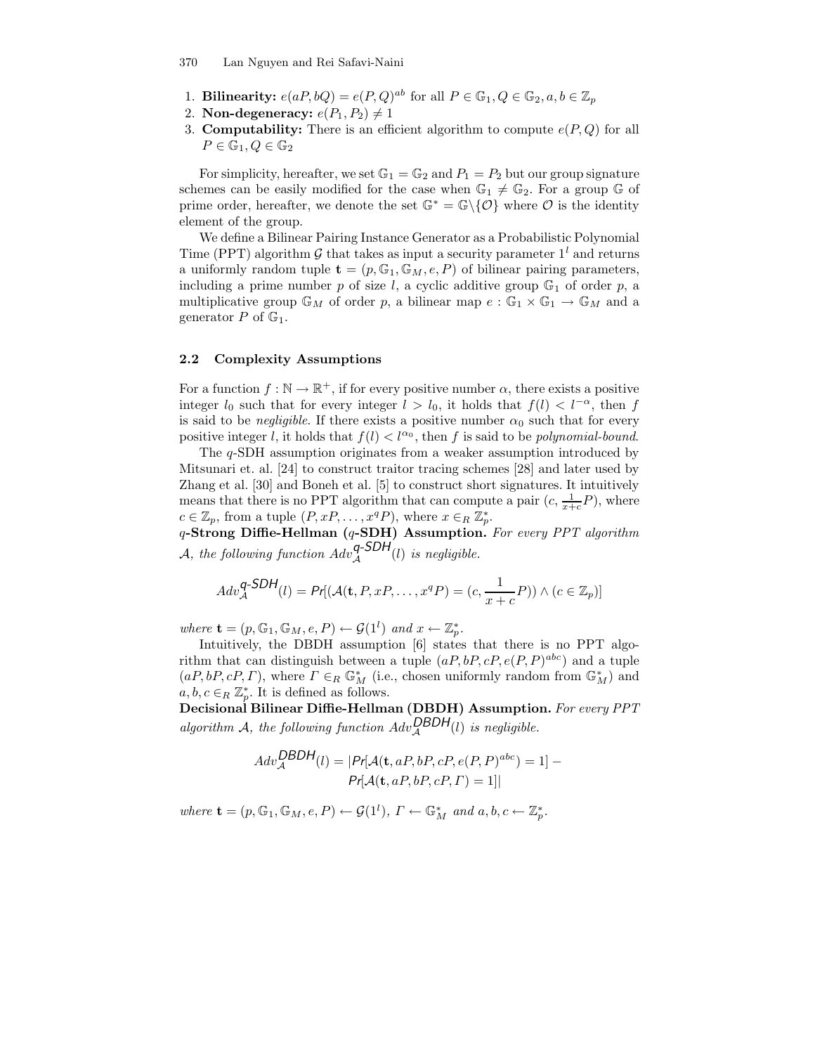1. **Bilinearity:** $e(aP, bQ) = e(P, Q)^{ab}$ for all $P \in \mathbb{G}_1, Q \in \mathbb{G}_2, a, b \in \mathbb{Z}_p$
2. **Non-degeneracy:** $e(P_1, P_2) \neq 1$
3. **Computability:** There is an efficient algorithm to compute $e(P, Q)$ for all $P \in \mathbb{G}_1, Q \in \mathbb{G}_2$

For simplicity, hereafter, we set $\mathbb{G}_1 = \mathbb{G}_2$ and $P_1 = P_2$ but our group signature schemes can be easily modified for the case when $\mathbb{G}_1 \neq \mathbb{G}_2$. For a group $\mathbb{G}$ of prime order, hereafter, we denote the set $\mathbb{G}^* = \mathbb{G}\backslash\{\mathcal{O}\}$ where $\mathcal{O}$ is the identity element of the group.

We define a Bilinear Pairing Instance Generator as a Probabilistic Polynomial Time (PPT) algorithm $\mathcal{G}$ that takes as input a security parameter $1^l$ and returns a uniformly random tuple $\mathbf{t} = (p, \mathbb{G}_1, \mathbb{G}_M, e, P)$ of bilinear pairing parameters, including a prime number $p$ of size $l$, a cyclic additive group $\mathbb{G}_1$ of order $p$, a multiplicative group $\mathbb{G}_M$ of order $p$, a bilinear map $e : \mathbb{G}_1 \times \mathbb{G}_1 \rightarrow \mathbb{G}_M$ and a generator $P$ of $\mathbb{G}_1$.

### 2.2 Complexity Assumptions

For a function $f : \mathbb{N} \rightarrow \mathbb{R}^+$, if for every positive number $\alpha$, there exists a positive integer $l_0$ such that for every integer $l > l_0$, it holds that $f(l) < l^{-\alpha}$, then $f$ is said to be *negligible*. If there exists a positive number $\alpha_0$ such that for every positive integer $l$, it holds that $f(l) < l^{\alpha_0}$, then $f$ is said to be *polynomial-bound*.

The $q$-SDH assumption originates from a weaker assumption introduced by Mitsunari et. al. [24] to construct traitor tracing schemes [28] and later used by Zhang et al. [30] and Boneh et al. [5] to construct short signatures. It intuitively means that there is no PPT algorithm that can compute a pair $(c, \frac{1}{x+c}P)$, where $c \in \mathbb{Z}_p$, from a tuple $(P, xP, \ldots, x^qP)$, where $x \in_R \mathbb{Z}_p^*$.

**$q$-Strong Diffie-Hellman ($q$-SDH) Assumption.** *For every PPT algorithm $\mathcal{A}$, the following function $Adv_{\mathcal{A}}^{q\text{-}SDH}(l)$ is negligible.*

$$Adv_{\mathcal{A}}^{q\text{-}SDH}(l) = Pr[(\mathcal{A}(\mathbf{t}, P, xP, \ldots, x^qP) = (c, \frac{1}{x+c}P)) \wedge (c \in \mathbb{Z}_p)]$$

*where* $\mathbf{t} = (p, \mathbb{G}_1, \mathbb{G}_M, e, P) \leftarrow \mathcal{G}(1^l)$ *and* $x \leftarrow \mathbb{Z}_p^*$.

Intuitively, the DBDH assumption [6] states that there is no PPT algorithm that can distinguish between a tuple $(aP, bP, cP, e(P, P)^{abc})$ and a tuple $(aP, bP, cP, \Gamma)$, where $\Gamma \in_R \mathbb{G}_M^*$ (i.e., chosen uniformly random from $\mathbb{G}_M^*$) and $a, b, c \in_R \mathbb{Z}_p^*$. It is defined as follows.

**Decisional Bilinear Diffie-Hellman (DBDH) Assumption.** *For every PPT algorithm $\mathcal{A}$, the following function $Adv_{\mathcal{A}}^{DBDH}(l)$ is negligible.*

$$Adv_{\mathcal{A}}^{DBDH}(l) = |Pr[\mathcal{A}(\mathbf{t}, aP, bP, cP, e(P, P)^{abc}) = 1] - Pr[\mathcal{A}(\mathbf{t}, aP, bP, cP, \Gamma) = 1]|$$

*where* $\mathbf{t} = (p, \mathbb{G}_1, \mathbb{G}_M, e, P) \leftarrow \mathcal{G}(1^l)$, $\Gamma \leftarrow \mathbb{G}_M^*$ *and* $a, b, c \leftarrow \mathbb{Z}_p^*$.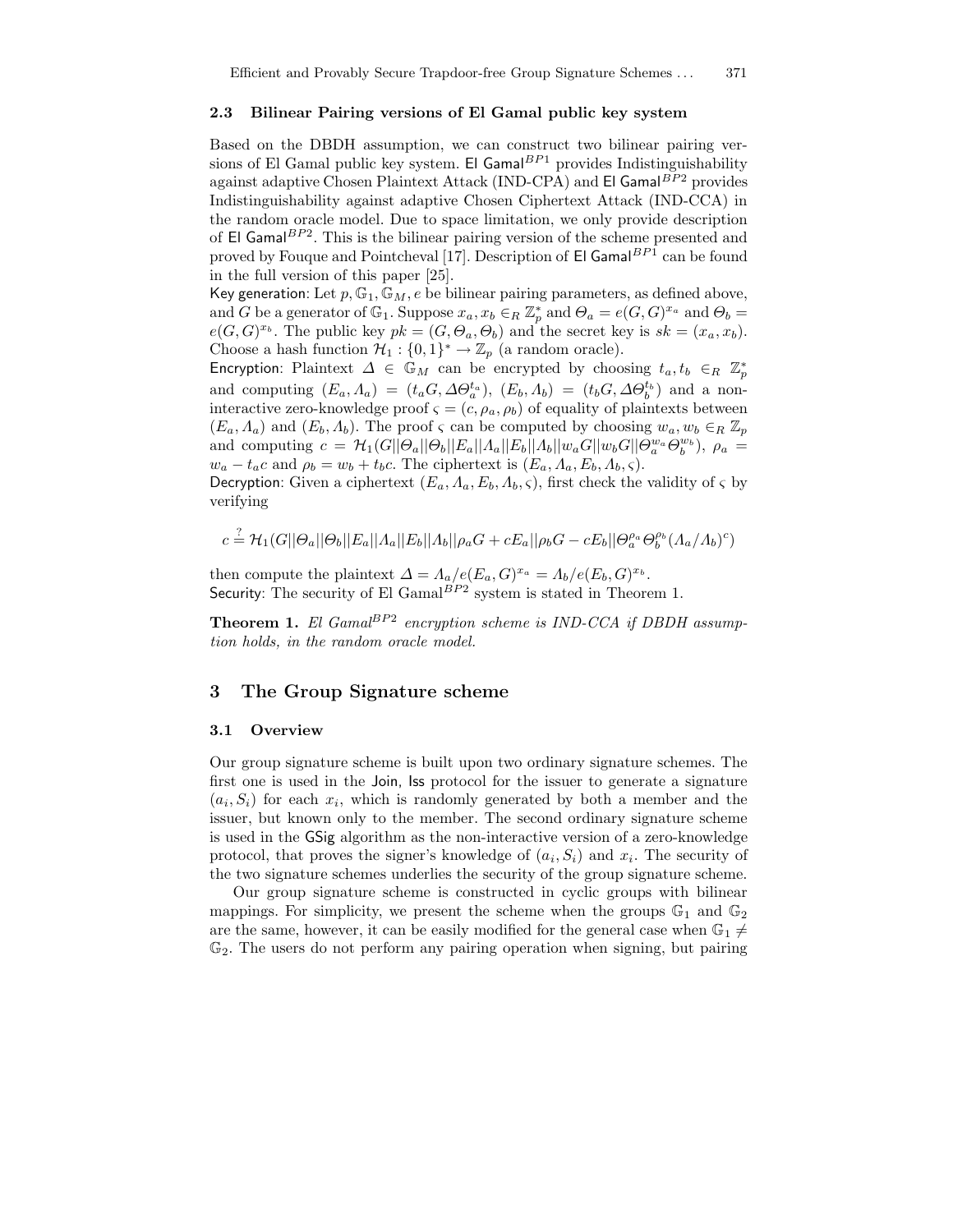### 2.3 Bilinear Pairing versions of El Gamal public key system

Based on the DBDH assumption, we can construct two bilinear pairing versions of El Gamal public key system. El Gamal$^{BP1}$ provides Indistinguishability against adaptive Chosen Plaintext Attack (IND-CPA) and El Gamal$^{BP2}$ provides Indistinguishability against adaptive Chosen Ciphertext Attack (IND-CCA) in the random oracle model. Due to space limitation, we only provide description of El Gamal$^{BP2}$. This is the bilinear pairing version of the scheme presented and proved by Fouque and Pointcheval [17]. Description of El Gamal$^{BP1}$ can be found in the full version of this paper [25].

Key generation: Let $p, \mathbb{G}_1, \mathbb{G}_M, e$ be bilinear pairing parameters, as defined above, and $G$ be a generator of $\mathbb{G}_1$. Suppose $x_a, x_b \in_R \mathbb{Z}_p^*$ and $\Theta_a = e(G,G)^{x_a}$ and $\Theta_b = e(G,G)^{x_b}$. The public key $pk = (G, \Theta_a, \Theta_b)$ and the secret key is $sk = (x_a, x_b)$. Choose a hash function $\mathcal{H}_1 : \{0,1\}^* \to \mathbb{Z}_p$ (a random oracle).

Encryption: Plaintext $\Delta \in \mathbb{G}_M$ can be encrypted by choosing $t_a, t_b \in_R \mathbb{Z}_p^*$ and computing $(E_a, \Lambda_a) = (t_a G, \Delta\Theta_a^{t_a})$, $(E_b, \Lambda_b) = (t_b G, \Delta\Theta_b^{t_b})$ and a non-interactive zero-knowledge proof $\varsigma = (c, \rho_a, \rho_b)$ of equality of plaintexts between $(E_a, \Lambda_a)$ and $(E_b, \Lambda_b)$. The proof $\varsigma$ can be computed by choosing $w_a, w_b \in_R \mathbb{Z}_p$ and computing $c = \mathcal{H}_1(G||\Theta_a||\Theta_b||E_a||\Lambda_a||E_b||\Lambda_b||w_a G||w_b G||\Theta_a^{w_a}\Theta_b^{w_b})$, $\rho_a = w_a - t_a c$ and $\rho_b = w_b + t_b c$. The ciphertext is $(E_a, \Lambda_a, E_b, \Lambda_b, \varsigma)$.

Decryption: Given a ciphertext $(E_a, \Lambda_a, E_b, \Lambda_b, \varsigma)$, first check the validity of $\varsigma$ by verifying

$$c \stackrel{?}{=} \mathcal{H}_1(G||\Theta_a||\Theta_b||E_a||\Lambda_a||E_b||\Lambda_b||\rho_a G + cE_a||\rho_b G - cE_b||\Theta_a^{\rho_a}\Theta_b^{\rho_b}(\Lambda_a/\Lambda_b)^c)$$

then compute the plaintext $\Delta = \Lambda_a/e(E_a, G)^{x_a} = \Lambda_b/e(E_b, G)^{x_b}$.

Security: The security of El Gamal$^{BP2}$ system is stated in Theorem 1.

**Theorem 1.** *El Gamal$^{BP2}$ encryption scheme is IND-CCA if DBDH assumption holds, in the random oracle model.*

## 3 The Group Signature scheme

### 3.1 Overview

Our group signature scheme is built upon two ordinary signature schemes. The first one is used in the Join, Iss protocol for the issuer to generate a signature $(a_i, S_i)$ for each $x_i$, which is randomly generated by both a member and the issuer, but known only to the member. The second ordinary signature scheme is used in the GSig algorithm as the non-interactive version of a zero-knowledge protocol, that proves the signer's knowledge of $(a_i, S_i)$ and $x_i$. The security of the two signature schemes underlies the security of the group signature scheme.

Our group signature scheme is constructed in cyclic groups with bilinear mappings. For simplicity, we present the scheme when the groups $\mathbb{G}_1$ and $\mathbb{G}_2$ are the same, however, it can be easily modified for the general case when $\mathbb{G}_1 \neq \mathbb{G}_2$. The users do not perform any pairing operation when signing, but pairing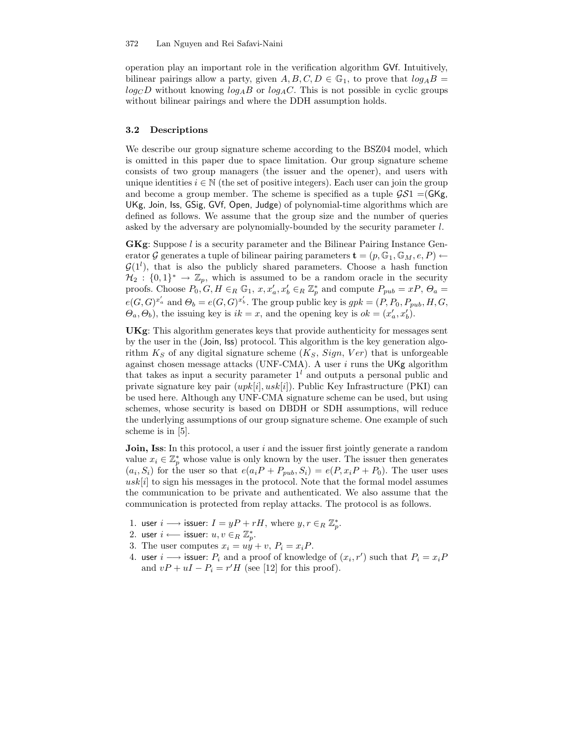operation play an important role in the verification algorithm GVf. Intuitively, bilinear pairings allow a party, given $A, B, C, D \in \mathbb{G}_1$, to prove that $log_A B = log_C D$ without knowing $log_A B$ or $log_A C$. This is not possible in cyclic groups without bilinear pairings and where the DDH assumption holds.

### 3.2 Descriptions

We describe our group signature scheme according to the BSZ04 model, which is omitted in this paper due to space limitation. Our group signature scheme consists of two group managers (the issuer and the opener), and users with unique identities $i \in \mathbb{N}$ (the set of positive integers). Each user can join the group and become a group member. The scheme is specified as a tuple $\mathcal{GS}1$ =(GKg, UKg, Join, Iss, GSig, GVf, Open, Judge) of polynomial-time algorithms which are defined as follows. We assume that the group size and the number of queries asked by the adversary are polynomially-bounded by the security parameter $l$.

**GKg**: Suppose $l$ is a security parameter and the Bilinear Pairing Instance Generator $\mathcal{G}$ generates a tuple of bilinear pairing parameters $\mathbf{t} = (p, \mathbb{G}_1, \mathbb{G}_M, e, P) \leftarrow \mathcal{G}(1^l)$, that is also the publicly shared parameters. Choose a hash function $\mathcal{H}_2 : \{0,1\}^* \rightarrow \mathbb{Z}_p$, which is assumed to be a random oracle in the security proofs. Choose $P_0, G, H \in_R \mathbb{G}_1$, $x, x'_a, x'_b \in_R \mathbb{Z}_p^*$ and compute $P_{pub} = xP$, $\Theta_a = e(G,G)^{x'_a}$ and $\Theta_b = e(G,G)^{x'_b}$. The group public key is $gpk = (P, P_0, P_{pub}, H, G, \Theta_a, \Theta_b)$, the issuing key is $ik = x$, and the opening key is $ok = (x'_a, x'_b)$.

**UKg**: This algorithm generates keys that provide authenticity for messages sent by the user in the (Join, Iss) protocol. This algorithm is the key generation algorithm $K_S$ of any digital signature scheme ($K_S$, $Sign$, $Ver$) that is unforgeable against chosen message attacks (UNF-CMA). A user $i$ runs the UKg algorithm that takes as input a security parameter $1^l$ and outputs a personal public and private signature key pair $(upk[i], usk[i])$. Public Key Infrastructure (PKI) can be used here. Although any UNF-CMA signature scheme can be used, but using schemes, whose security is based on DBDH or SDH assumptions, will reduce the underlying assumptions of our group signature scheme. One example of such scheme is in [5].

**Join, Iss**: In this protocol, a user $i$ and the issuer first jointly generate a random value $x_i \in \mathbb{Z}_p^*$ whose value is only known by the user. The issuer then generates $(a_i, S_i)$ for the user so that $e(a_i P + P_{pub}, S_i) = e(P, x_i P + P_0)$. The user uses $usk[i]$ to sign his messages in the protocol. Note that the formal model assumes the communication to be private and authenticated. We also assume that the communication is protected from replay attacks. The protocol is as follows.

1. user $i \longrightarrow$ issuer: $I = yP + rH$, where $y, r \in_R \mathbb{Z}_p^*$.
2. user $i \longleftarrow$ issuer: $u, v \in_R \mathbb{Z}_p^*$.
3. The user computes $x_i = uy + v$, $P_i = x_i P$.
4. user $i \longrightarrow$ issuer: $P_i$ and a proof of knowledge of $(x_i, r')$ such that $P_i = x_i P$ and $vP + uI - P_i = r'H$ (see [12] for this proof).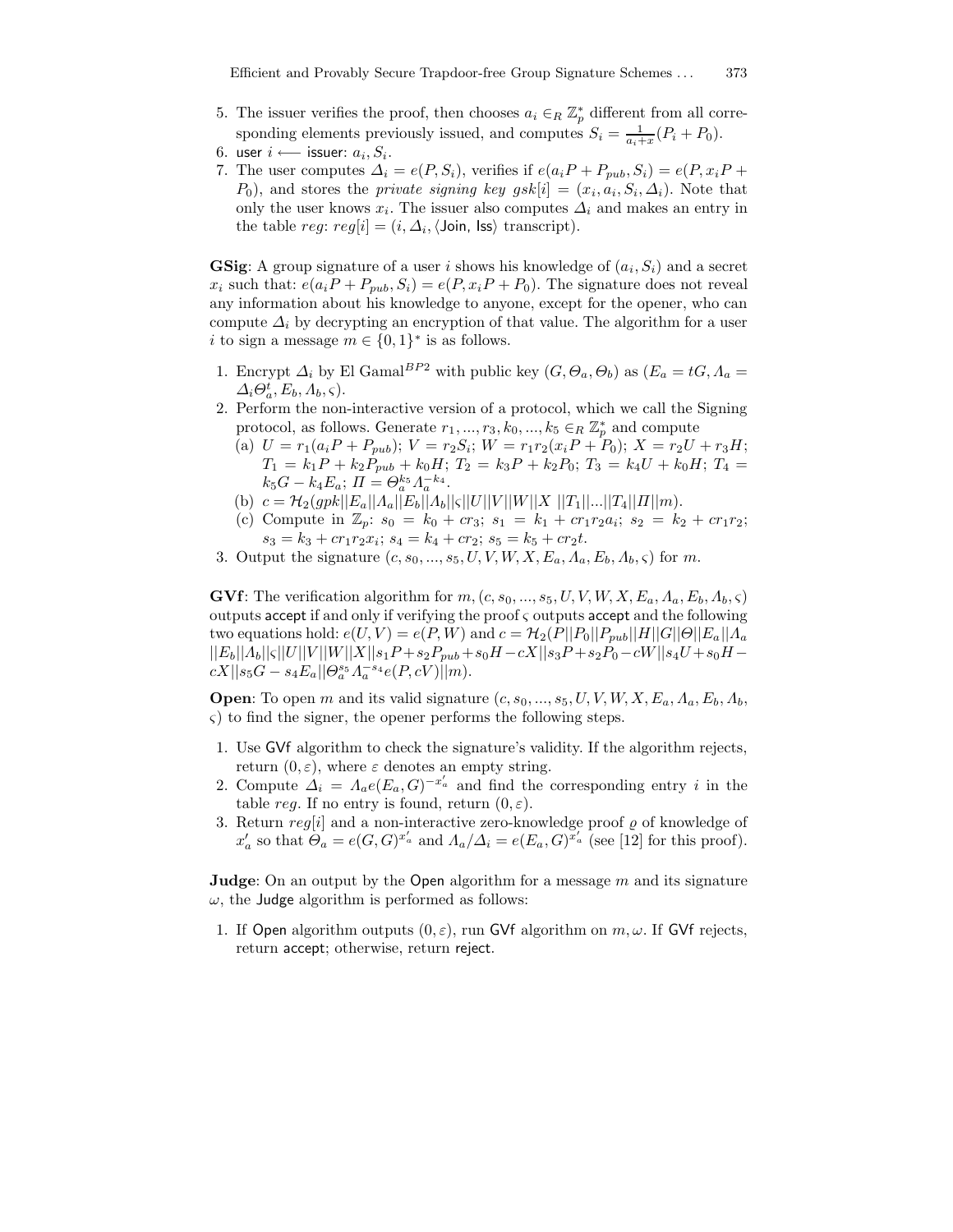5. The issuer verifies the proof, then chooses $a_i \in_R \mathbb{Z}_p^*$ different from all corresponding elements previously issued, and computes $S_i = \frac{1}{a_i + x}(P_i + P_0)$.
6. $\mathsf{user}\ i \longleftarrow \mathsf{issuer}$: $a_i, S_i$.
7. The user computes $\Delta_i = e(P, S_i)$, verifies if $e(a_i P + P_{pub}, S_i) = e(P, x_i P + P_0)$, and stores the *private signing key* $gsk[i] = (x_i, a_i, S_i, \Delta_i)$. Note that only the user knows $x_i$. The issuer also computes $\Delta_i$ and makes an entry in the table $reg$: $reg[i] = (i, \Delta_i, \langle \mathsf{Join}, \mathsf{Iss} \rangle$ transcript).

**GSig**: A group signature of a user $i$ shows his knowledge of $(a_i, S_i)$ and a secret $x_i$ such that: $e(a_i P + P_{pub}, S_i) = e(P, x_i P + P_0)$. The signature does not reveal any information about his knowledge to anyone, except for the opener, who can compute $\Delta_i$ by decrypting an encryption of that value. The algorithm for a user $i$ to sign a message $m \in \{0,1\}^*$ is as follows.

1. Encrypt $\Delta_i$ by El Gamal$^{BP2}$ with public key $(G, \Theta_a, \Theta_b)$ as $(E_a = tG, \Lambda_a = \Delta_i \Theta_a^t, E_b, \Lambda_b, \varsigma)$.
2. Perform the non-interactive version of a protocol, which we call the Signing protocol, as follows. Generate $r_1, ..., r_3, k_0, ..., k_5 \in_R \mathbb{Z}_p^*$ and compute
   (a) $U = r_1(a_i P + P_{pub})$; $V = r_2 S_i$; $W = r_1 r_2 (x_i P + P_0)$; $X = r_2 U + r_3 H$; $T_1 = k_1 P + k_2 P_{pub} + k_0 H$; $T_2 = k_3 P + k_2 P_0$; $T_3 = k_4 U + k_0 H$; $T_4 = k_5 G - k_4 E_a$; $\Pi = \Theta_a^{k_5} \Lambda_a^{-k_4}$.
   (b) $c = \mathcal{H}_2(gpk||E_a||\Lambda_a||E_b||\Lambda_b||\varsigma||U||V||W||X\ ||T_1||...||T_4||\Pi||m)$.
   (c) Compute in $\mathbb{Z}_p$: $s_0 = k_0 + cr_3$; $s_1 = k_1 + cr_1 r_2 a_i$; $s_2 = k_2 + cr_1 r_2$; $s_3 = k_3 + cr_1 r_2 x_i$; $s_4 = k_4 + cr_2$; $s_5 = k_5 + cr_2 t$.
3. Output the signature $(c, s_0, ..., s_5, U, V, W, X, E_a, \Lambda_a, E_b, \Lambda_b, \varsigma)$ for $m$.

**GVf**: The verification algorithm for $m, (c, s_0, ..., s_5, U, V, W, X, E_a, \Lambda_a, E_b, \Lambda_b, \varsigma)$ outputs $\mathsf{accept}$ if and only if verifying the proof $\varsigma$ outputs $\mathsf{accept}$ and the following two equations hold: $e(U, V) = e(P, W)$ and $c = \mathcal{H}_2(P||P_0||P_{pub}||H||G||\Theta||E_a||\Lambda_a ||E_b||\Lambda_b||\varsigma||U||V||W||X||s_1 P + s_2 P_{pub} + s_0 H - cX||s_3 P + s_2 P_0 - cW||s_4 U + s_0 H - cX||s_5 G - s_4 E_a||\Theta_a^{s_5} \Lambda_a^{-s_4} e(P, cV)||m)$.

**Open**: To open $m$ and its valid signature $(c, s_0, ..., s_5, U, V, W, X, E_a, \Lambda_a, E_b, \Lambda_b, \varsigma)$ to find the signer, the opener performs the following steps.

1. Use $\mathsf{GVf}$ algorithm to check the signature's validity. If the algorithm rejects, return $(0, \varepsilon)$, where $\varepsilon$ denotes an empty string.
2. Compute $\Delta_i = \Lambda_a e(E_a, G)^{-x'_a}$ and find the corresponding entry $i$ in the table $reg$. If no entry is found, return $(0, \varepsilon)$.
3. Return $reg[i]$ and a non-interactive zero-knowledge proof $\varrho$ of knowledge of $x'_a$ so that $\Theta_a = e(G, G)^{x'_a}$ and $\Lambda_a / \Delta_i = e(E_a, G)^{x'_a}$ (see [12] for this proof).

**Judge**: On an output by the $\mathsf{Open}$ algorithm for a message $m$ and its signature $\omega$, the $\mathsf{Judge}$ algorithm is performed as follows:

1. If $\mathsf{Open}$ algorithm outputs $(0, \varepsilon)$, run $\mathsf{GVf}$ algorithm on $m, \omega$. If $\mathsf{GVf}$ rejects, return $\mathsf{accept}$; otherwise, return $\mathsf{reject}$.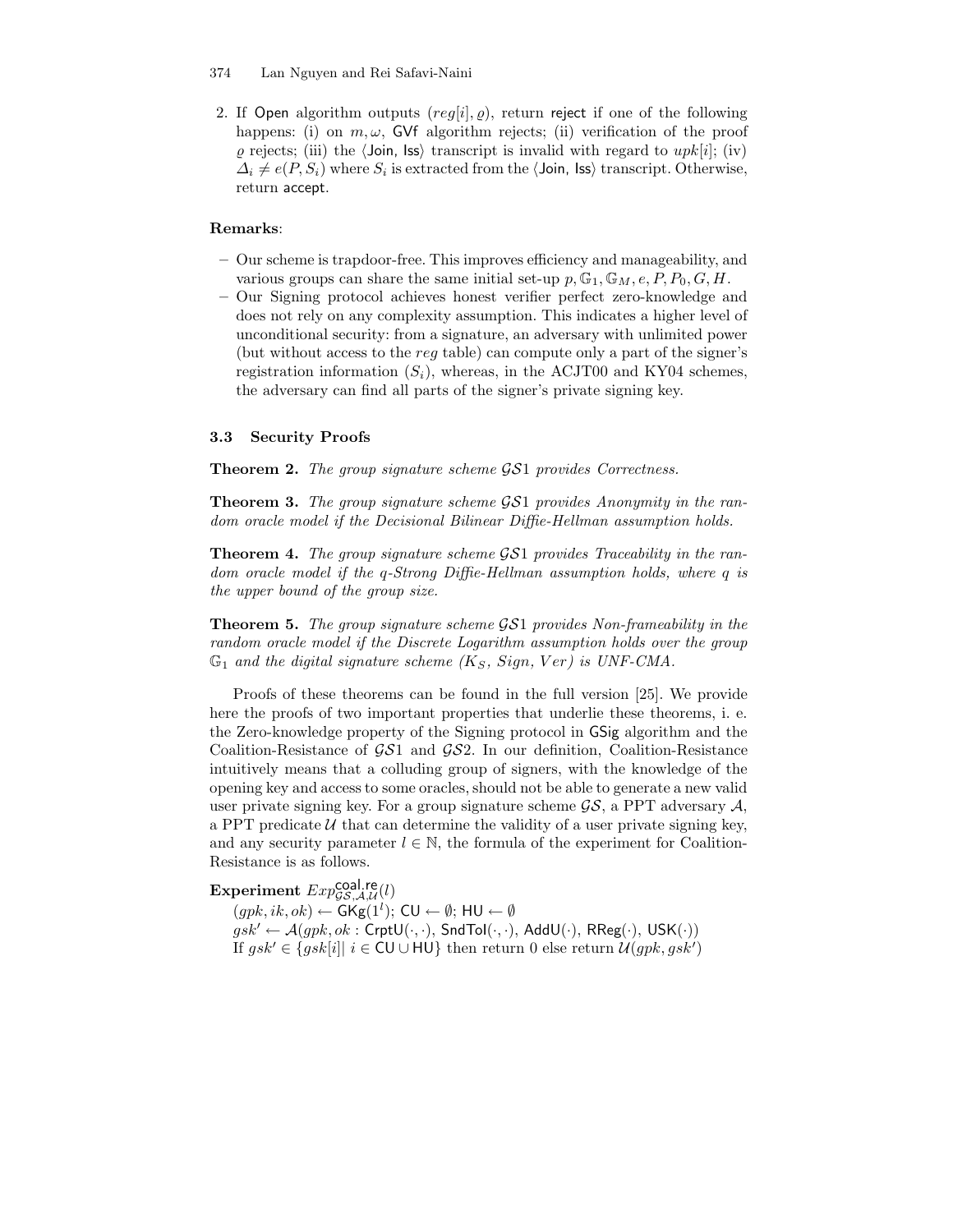2. If Open algorithm outputs $(reg[i], \varrho)$, return reject if one of the following happens: (i) on $m, \omega$, GVf algorithm rejects; (ii) verification of the proof $\varrho$ rejects; (iii) the $\langle$Join, Iss$\rangle$ transcript is invalid with regard to $upk[i]$; (iv) $\Delta_i \neq e(P, S_i)$ where $S_i$ is extracted from the $\langle$Join, Iss$\rangle$ transcript. Otherwise, return accept.

**Remarks**:

- Our scheme is trapdoor-free. This improves efficiency and manageability, and various groups can share the same initial set-up $p, \mathbb{G}_1, \mathbb{G}_M, e, P, P_0, G, H$.
- Our Signing protocol achieves honest verifier perfect zero-knowledge and does not rely on any complexity assumption. This indicates a higher level of unconditional security: from a signature, an adversary with unlimited power (but without access to the $reg$ table) can compute only a part of the signer's registration information ($S_i$), whereas, in the ACJT00 and KY04 schemes, the adversary can find all parts of the signer's private signing key.

### 3.3 Security Proofs

**Theorem 2.** *The group signature scheme $\mathcal{GS}1$ provides Correctness.*

**Theorem 3.** *The group signature scheme $\mathcal{GS}1$ provides Anonymity in the random oracle model if the Decisional Bilinear Diffie-Hellman assumption holds.*

**Theorem 4.** *The group signature scheme $\mathcal{GS}1$ provides Traceability in the random oracle model if the q-Strong Diffie-Hellman assumption holds, where q is the upper bound of the group size.*

**Theorem 5.** *The group signature scheme $\mathcal{GS}1$ provides Non-frameability in the random oracle model if the Discrete Logarithm assumption holds over the group $\mathbb{G}_1$ and the digital signature scheme ($K_S$, Sign, Ver) is UNF-CMA.*

Proofs of these theorems can be found in the full version [25]. We provide here the proofs of two important properties that underlie these theorems, i. e. the Zero-knowledge property of the Signing protocol in GSig algorithm and the Coalition-Resistance of $\mathcal{GS}1$ and $\mathcal{GS}2$. In our definition, Coalition-Resistance intuitively means that a colluding group of signers, with the knowledge of the opening key and access to some oracles, should not be able to generate a new valid user private signing key. For a group signature scheme $\mathcal{GS}$, a PPT adversary $\mathcal{A}$, a PPT predicate $\mathcal{U}$ that can determine the validity of a user private signing key, and any security parameter $l \in \mathbb{N}$, the formula of the experiment for Coalition-Resistance is as follows.

**Experiment** $Exp^{\mathsf{coal.re}}_{\mathcal{GS},\mathcal{A},\mathcal{U}}(l)$

$(gpk, ik, ok) \leftarrow \mathsf{GKg}(1^l)$; $\mathsf{CU} \leftarrow \emptyset$; $\mathsf{HU} \leftarrow \emptyset$

$gsk' \leftarrow \mathcal{A}(gpk, ok : \mathsf{CrptU}(\cdot,\cdot), \mathsf{SndToI}(\cdot,\cdot), \mathsf{AddU}(\cdot), \mathsf{RReg}(\cdot), \mathsf{USK}(\cdot))$

If $gsk' \in \{gsk[i] | \ i \in \mathsf{CU} \cup \mathsf{HU}\}$ then return 0 else return $\mathcal{U}(gpk, gsk')$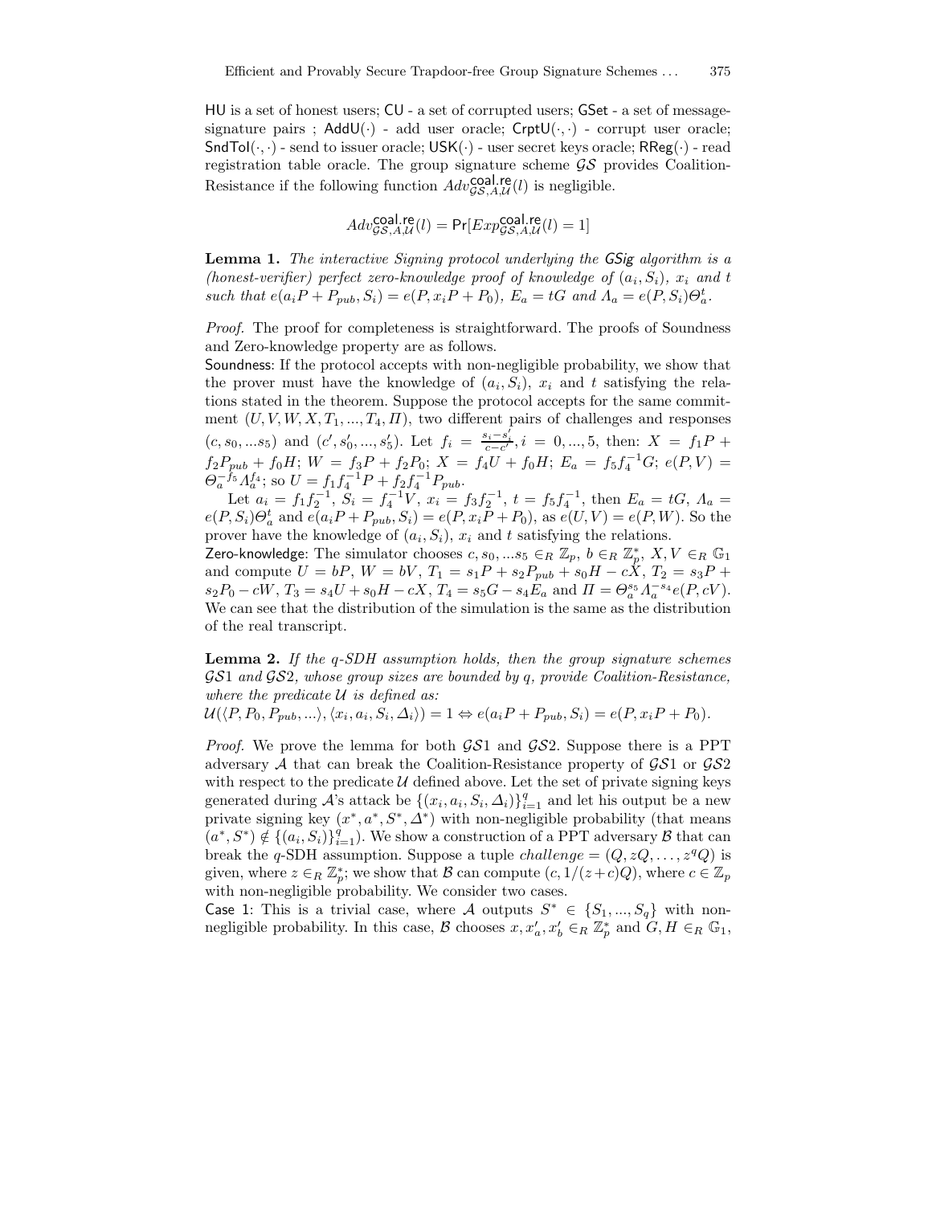HU is a set of honest users; CU - a set of corrupted users; GSet - a set of message-signature pairs ; AddU(·) - add user oracle; CrptU(·,·) - corrupt user oracle; SndToI(·,·) - send to issuer oracle; USK(·) - user secret keys oracle; RReg(·) - read registration table oracle. The group signature scheme $\mathcal{GS}$ provides Coalition-Resistance if the following function $Adv^{\mathsf{coal.re}}_{\mathcal{GS},A,\mathcal{U}}(l)$ is negligible.

$$Adv^{\mathsf{coal.re}}_{\mathcal{GS},A,\mathcal{U}}(l) = \Pr[Exp^{\mathsf{coal.re}}_{\mathcal{GS},A,\mathcal{U}}(l) = 1]$$

**Lemma 1.** *The interactive Signing protocol underlying the GSig algorithm is a (honest-verifier) perfect zero-knowledge proof of knowledge of $(a_i, S_i)$, $x_i$ and $t$ such that $e(a_iP + P_{pub}, S_i) = e(P, x_iP + P_0)$, $E_a = tG$ and $\Lambda_a = e(P, S_i)\Theta_a^t$.*

*Proof.* The proof for completeness is straightforward. The proofs of Soundness and Zero-knowledge property are as follows.

Soundness: If the protocol accepts with non-negligible probability, we show that the prover must have the knowledge of $(a_i, S_i)$, $x_i$ and $t$ satisfying the relations stated in the theorem. Suppose the protocol accepts for the same commitment $(U, V, W, X, T_1, ..., T_4, \Pi)$, two different pairs of challenges and responses $(c, s_0, ...s_5)$ and $(c', s_0', ..., s_5')$. Let $f_i = \frac{s_i - s_i'}{c - c'}, i = 0, ..., 5$, then: $X = f_1P + f_2P_{pub} + f_0H$; $W = f_3P + f_2P_0$; $X = f_4U + f_0H$; $E_a = f_5f_4^{-1}G$; $e(P, V) = \Theta_a^{-f_5}\Lambda_a^{f_4}$; so $U = f_1f_4^{-1}P + f_2f_4^{-1}P_{pub}$.

Let $a_i = f_1f_2^{-1}$, $S_i = f_4^{-1}V$, $x_i = f_3f_2^{-1}$, $t = f_5f_4^{-1}$, then $E_a = tG$, $\Lambda_a = e(P, S_i)\Theta_a^t$ and $e(a_iP + P_{pub}, S_i) = e(P, x_iP + P_0)$, as $e(U, V) = e(P, W)$. So the prover have the knowledge of $(a_i, S_i)$, $x_i$ and $t$ satisfying the relations.

Zero-knowledge: The simulator chooses $c, s_0, ...s_5 \in_R \mathbb{Z}_p$, $b \in_R \mathbb{Z}_p^*$, $X, V \in_R \mathbb{G}_1$ and compute $U = bP$, $W = bV$, $T_1 = s_1P + s_2P_{pub} + s_0H - cX$, $T_2 = s_3P + s_2P_0 - cW$, $T_3 = s_4U + s_0H - cX$, $T_4 = s_5G - s_4E_a$ and $\Pi = \Theta_a^{s_5}\Lambda_a^{-s_4}e(P, cV)$. We can see that the distribution of the simulation is the same as the distribution of the real transcript.

**Lemma 2.** *If the q-SDH assumption holds, then the group signature schemes $\mathcal{GS}1$ and $\mathcal{GS}2$, whose group sizes are bounded by q, provide Coalition-Resistance, where the predicate $\mathcal{U}$ is defined as:*
$\mathcal{U}(\langle P, P_0, P_{pub}, ...\rangle, \langle x_i, a_i, S_i, \Delta_i\rangle) = 1 \Leftrightarrow e(a_iP + P_{pub}, S_i) = e(P, x_iP + P_0)$.

*Proof.* We prove the lemma for both $\mathcal{GS}1$ and $\mathcal{GS}2$. Suppose there is a PPT adversary $\mathcal{A}$ that can break the Coalition-Resistance property of $\mathcal{GS}1$ or $\mathcal{GS}2$ with respect to the predicate $\mathcal{U}$ defined above. Let the set of private signing keys generated during $\mathcal{A}$'s attack be $\{(x_i, a_i, S_i, \Delta_i)\}_{i=1}^q$ and let his output be a new private signing key $(x^*, a^*, S^*, \Delta^*)$ with non-negligible probability (that means $(a^*, S^*) \notin \{(a_i, S_i)\}_{i=1}^q$). We show a construction of a PPT adversary $\mathcal{B}$ that can break the $q$-SDH assumption. Suppose a tuple *challenge* $= (Q, zQ, \ldots, z^qQ)$ is given, where $z \in_R \mathbb{Z}_p^*$; we show that $\mathcal{B}$ can compute $(c, 1/(z+c)Q)$, where $c \in \mathbb{Z}_p$ with non-negligible probability. We consider two cases.

Case 1: This is a trivial case, where $\mathcal{A}$ outputs $S^* \in \{S_1, ..., S_q\}$ with non-negligible probability. In this case, $\mathcal{B}$ chooses $x, x_a', x_b' \in_R \mathbb{Z}_p^*$ and $G, H \in_R \mathbb{G}_1$,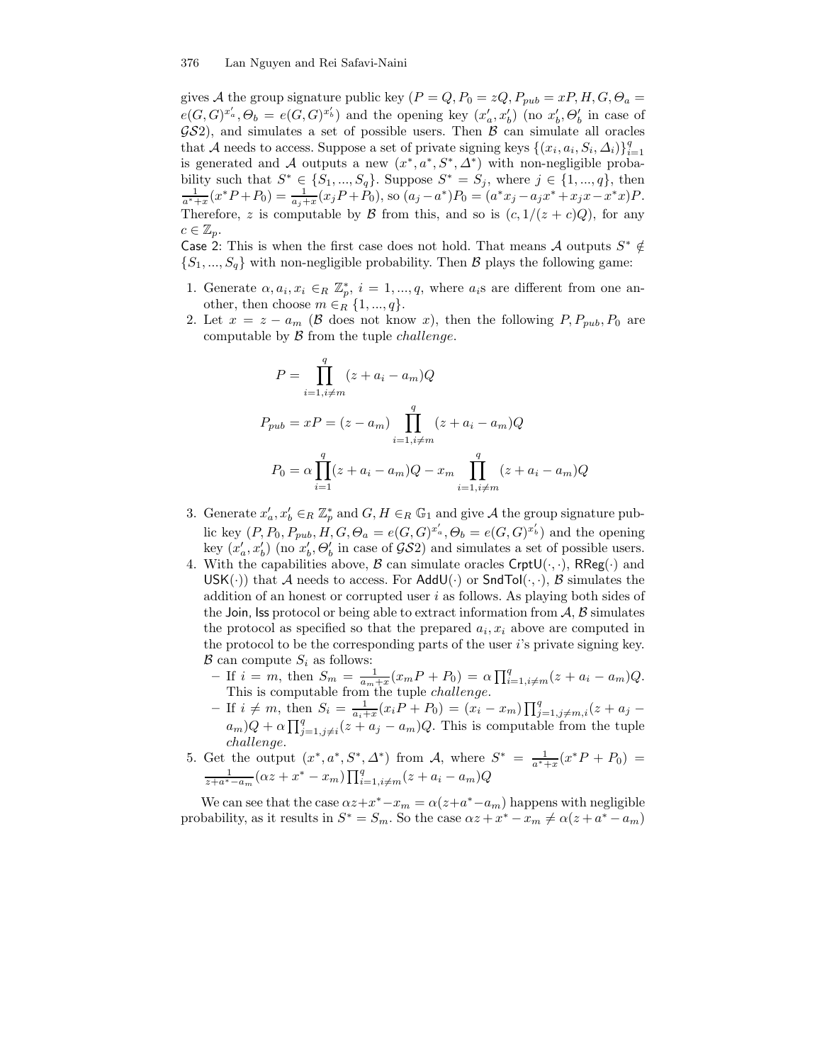gives $\mathcal{A}$ the group signature public key ($P = Q, P_0 = zQ, P_{pub} = xP, H, G, \Theta_a = e(G,G)^{x'_a}, \Theta_b = e(G,G)^{x'_b}$) and the opening key $(x'_a, x'_b)$ (no $x'_b, \Theta'_b$ in case of $\mathcal{GS}2$), and simulates a set of possible users. Then $\mathcal{B}$ can simulate all oracles that $\mathcal{A}$ needs to access. Suppose a set of private signing keys $\{(x_i, a_i, S_i, \Delta_i)\}_{i=1}^q$ is generated and $\mathcal{A}$ outputs a new $(x^*, a^*, S^*, \Delta^*)$ with non-negligible probability such that $S^* \in \{S_1, ..., S_q\}$. Suppose $S^* = S_j$, where $j \in \{1, ..., q\}$, then $\frac{1}{a^*+x}(x^*P + P_0) = \frac{1}{a_j+x}(x_jP + P_0)$, so $(a_j - a^*)P_0 = (a^*x_j - a_jx^* + x_jx - x^*x)P$. Therefore, $z$ is computable by $\mathcal{B}$ from this, and so is $(c, 1/(z+c)Q)$, for any $c \in \mathbb{Z}_p$.

Case 2: This is when the first case does not hold. That means $\mathcal{A}$ outputs $S^* \notin \{S_1, ..., S_q\}$ with non-negligible probability. Then $\mathcal{B}$ plays the following game:

1. Generate $\alpha, a_i, x_i \in_R \mathbb{Z}_p^*$, $i = 1, ..., q$, where $a_i$s are different from one another, then choose $m \in_R \{1, ..., q\}$.
2. Let $x = z - a_m$ ($\mathcal{B}$ does not know $x$), then the following $P, P_{pub}, P_0$ are computable by $\mathcal{B}$ from the tuple *challenge*.

$$P = \prod_{i=1, i \neq m}^{q} (z + a_i - a_m)Q$$

$$P_{pub} = xP = (z - a_m) \prod_{i=1, i \neq m}^{q} (z + a_i - a_m)Q$$

$$P_0 = \alpha \prod_{i=1}^{q} (z + a_i - a_m)Q - x_m \prod_{i=1, i \neq m}^{q} (z + a_i - a_m)Q$$

3. Generate $x'_a, x'_b \in_R \mathbb{Z}_p^*$ and $G, H \in_R \mathbb{G}_1$ and give $\mathcal{A}$ the group signature public key $(P, P_0, P_{pub}, H, G, \Theta_a = e(G,G)^{x'_a}, \Theta_b = e(G,G)^{x'_b})$ and the opening key $(x'_a, x'_b)$ (no $x'_b, \Theta'_b$ in case of $\mathcal{GS}2$) and simulates a set of possible users.
4. With the capabilities above, $\mathcal{B}$ can simulate oracles $\mathsf{CrptU}(\cdot,\cdot)$, $\mathsf{RReg}(\cdot)$ and $\mathsf{USK}(\cdot)$) that $\mathcal{A}$ needs to access. For $\mathsf{AddU}(\cdot)$ or $\mathsf{SndToI}(\cdot,\cdot)$, $\mathcal{B}$ simulates the addition of an honest or corrupted user $i$ as follows. As playing both sides of the $\mathsf{Join}$, $\mathsf{Iss}$ protocol or being able to extract information from $\mathcal{A}$, $\mathcal{B}$ simulates the protocol as specified so that the prepared $a_i, x_i$ above are computed in the protocol to be the corresponding parts of the user $i$'s private signing key. $\mathcal{B}$ can compute $S_i$ as follows:
   - If $i = m$, then $S_m = \frac{1}{a_m+x}(x_mP + P_0) = \alpha \prod_{i=1, i \neq m}^{q} (z + a_i - a_m)Q$. This is computable from the tuple *challenge*.
   - If $i \neq m$, then $S_i = \frac{1}{a_i+x}(x_iP + P_0) = (x_i - x_m) \prod_{j=1, j \neq m, i}^{q} (z + a_j - a_m)Q + \alpha \prod_{j=1, j \neq i}^{q} (z + a_j - a_m)Q$. This is computable from the tuple *challenge*.
5. Get the output $(x^*, a^*, S^*, \Delta^*)$ from $\mathcal{A}$, where $S^* = \frac{1}{a^*+x}(x^*P + P_0) = \frac{1}{z+a^*-a_m}(\alpha z + x^* - x_m) \prod_{i=1, i \neq m}^{q} (z + a_i - a_m)Q$

We can see that the case $\alpha z + x^* - x_m = \alpha(z + a^* - a_m)$ happens with negligible probability, as it results in $S^* = S_m$. So the case $\alpha z + x^* - x_m \neq \alpha(z + a^* - a_m)$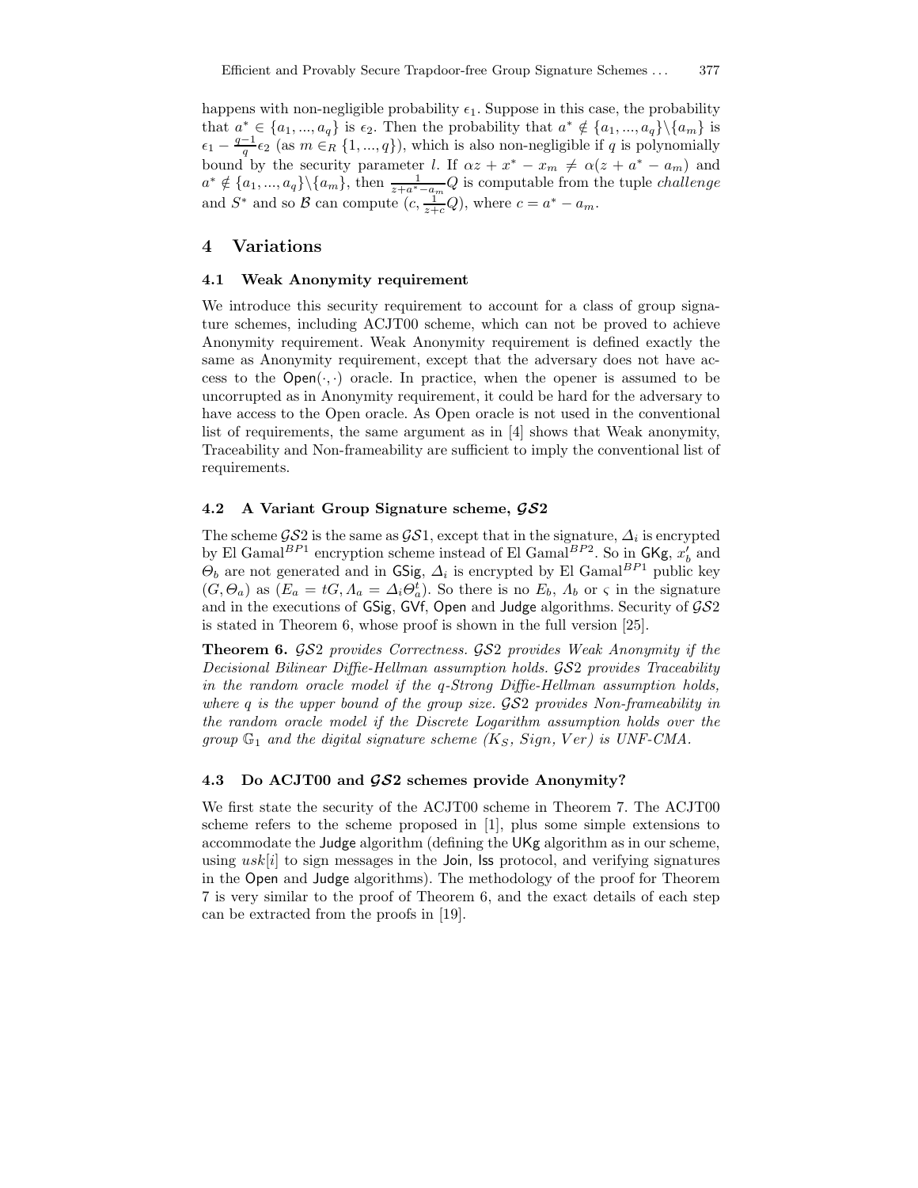happens with non-negligible probability $\epsilon_1$. Suppose in this case, the probability that $a^* \in \{a_1, ..., a_q\}$ is $\epsilon_2$. Then the probability that $a^* \notin \{a_1, ..., a_q\} \backslash \{a_m\}$ is $\epsilon_1 - \frac{q-1}{q}\epsilon_2$ (as $m \in_R \{1, ..., q\}$), which is also non-negligible if $q$ is polynomially bound by the security parameter $l$. If $\alpha z + x^* - x_m \neq \alpha(z + a^* - a_m)$ and $a^* \notin \{a_1, ..., a_q\} \backslash \{a_m\}$, then $\frac{1}{z+a^*-a_m}Q$ is computable from the tuple *challenge* and $S^*$ and so $\mathcal{B}$ can compute $(c, \frac{1}{z+c}Q)$, where $c = a^* - a_m$.

## 4 Variations

### 4.1 Weak Anonymity requirement

We introduce this security requirement to account for a class of group signature schemes, including ACJT00 scheme, which can not be proved to achieve Anonymity requirement. Weak Anonymity requirement is defined exactly the same as Anonymity requirement, except that the adversary does not have access to the $\mathsf{Open}(\cdot, \cdot)$ oracle. In practice, when the opener is assumed to be uncorrupted as in Anonymity requirement, it could be hard for the adversary to have access to the Open oracle. As Open oracle is not used in the conventional list of requirements, the same argument as in [4] shows that Weak anonymity, Traceability and Non-frameability are sufficient to imply the conventional list of requirements.

### 4.2 A Variant Group Signature scheme, $\mathcal{GS}2$

The scheme $\mathcal{GS}2$ is the same as $\mathcal{GS}1$, except that in the signature, $\Delta_i$ is encrypted by El Gamal$^{BP1}$ encryption scheme instead of El Gamal$^{BP2}$. So in $\mathsf{GKg}$, $x'_b$ and $\Theta_b$ are not generated and in $\mathsf{GSig}$, $\Delta_i$ is encrypted by El Gamal$^{BP1}$ public key $(G, \Theta_a)$ as $(E_a = tG, \Lambda_a = \Delta_i \Theta_a^t)$. So there is no $E_b$, $\Lambda_b$ or $\varsigma$ in the signature and in the executions of $\mathsf{GSig}$, $\mathsf{GVf}$, $\mathsf{Open}$ and $\mathsf{Judge}$ algorithms. Security of $\mathcal{GS}2$ is stated in Theorem 6, whose proof is shown in the full version [25].

**Theorem 6.** *$\mathcal{GS}2$ provides Correctness. $\mathcal{GS}2$ provides Weak Anonymity if the Decisional Bilinear Diffie-Hellman assumption holds. $\mathcal{GS}2$ provides Traceability in the random oracle model if the q-Strong Diffie-Hellman assumption holds, where q is the upper bound of the group size. $\mathcal{GS}2$ provides Non-frameability in the random oracle model if the Discrete Logarithm assumption holds over the group $\mathbb{G}_1$ and the digital signature scheme $(K_S, Sign, Ver)$ is UNF-CMA.*

### 4.3 Do ACJT00 and $\mathcal{GS}2$ schemes provide Anonymity?

We first state the security of the ACJT00 scheme in Theorem 7. The ACJT00 scheme refers to the scheme proposed in [1], plus some simple extensions to accommodate the $\mathsf{Judge}$ algorithm (defining the $\mathsf{UKg}$ algorithm as in our scheme, using $usk[i]$ to sign messages in the $\mathsf{Join}$, $\mathsf{Iss}$ protocol, and verifying signatures in the $\mathsf{Open}$ and $\mathsf{Judge}$ algorithms). The methodology of the proof for Theorem 7 is very similar to the proof of Theorem 6, and the exact details of each step can be extracted from the proofs in [19].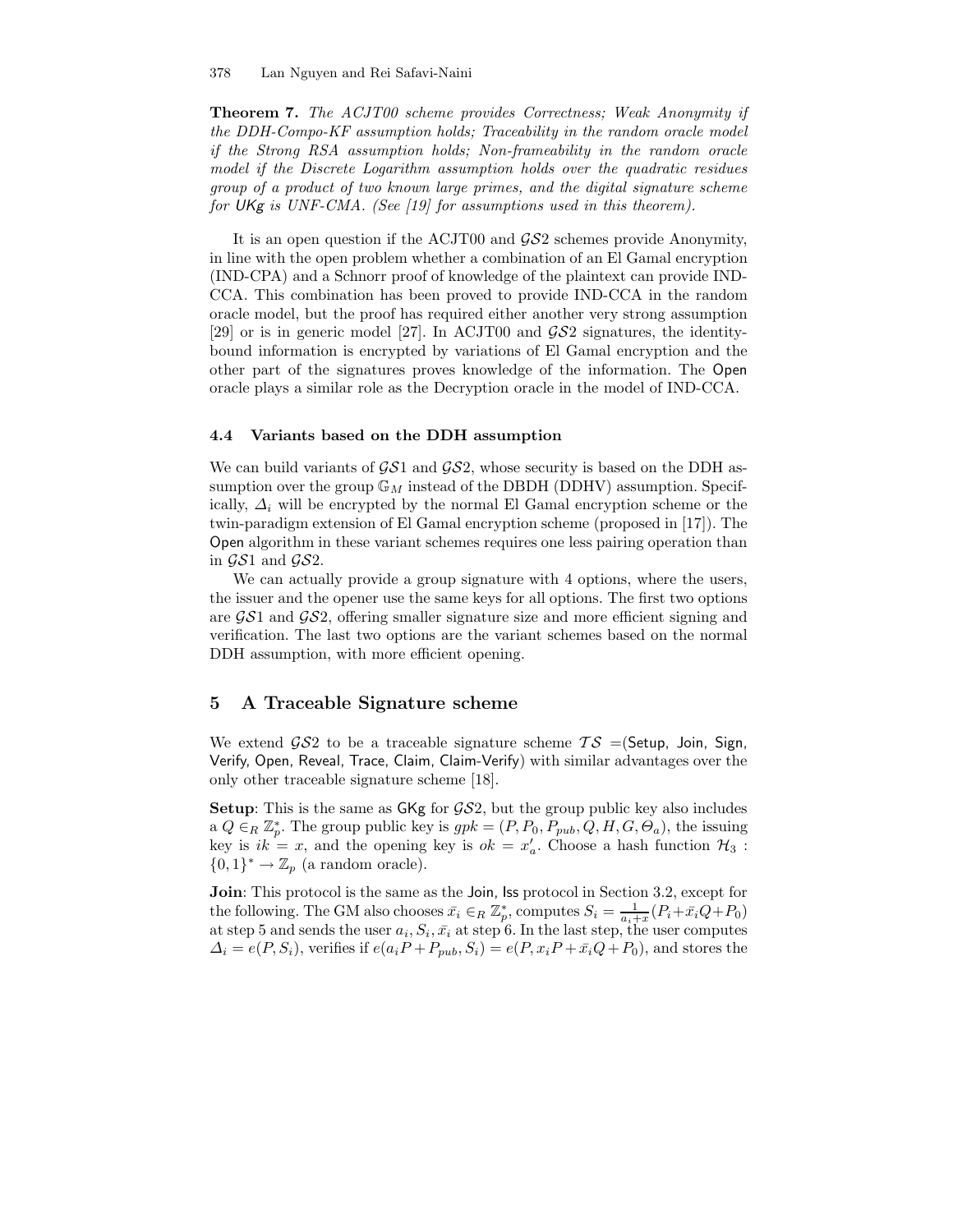**Theorem 7.** *The ACJT00 scheme provides Correctness; Weak Anonymity if the DDH-Compo-KF assumption holds; Traceability in the random oracle model if the Strong RSA assumption holds; Non-frameability in the random oracle model if the Discrete Logarithm assumption holds over the quadratic residues group of a product of two known large primes, and the digital signature scheme for* UKg *is UNF-CMA. (See [19] for assumptions used in this theorem).*

It is an open question if the ACJT00 and $\mathcal{GS}2$ schemes provide Anonymity, in line with the open problem whether a combination of an El Gamal encryption (IND-CPA) and a Schnorr proof of knowledge of the plaintext can provide IND-CCA. This combination has been proved to provide IND-CCA in the random oracle model, but the proof has required either another very strong assumption [29] or is in generic model [27]. In ACJT00 and $\mathcal{GS}2$ signatures, the identity-bound information is encrypted by variations of El Gamal encryption and the other part of the signatures proves knowledge of the information. The Open oracle plays a similar role as the Decryption oracle in the model of IND-CCA.

### 4.4 Variants based on the DDH assumption

We can build variants of $\mathcal{GS}1$ and $\mathcal{GS}2$, whose security is based on the DDH assumption over the group $\mathbb{G}_M$ instead of the DBDH (DDHV) assumption. Specifically, $\Delta_i$ will be encrypted by the normal El Gamal encryption scheme or the twin-paradigm extension of El Gamal encryption scheme (proposed in [17]). The Open algorithm in these variant schemes requires one less pairing operation than in $\mathcal{GS}1$ and $\mathcal{GS}2$.

We can actually provide a group signature with 4 options, where the users, the issuer and the opener use the same keys for all options. The first two options are $\mathcal{GS}1$ and $\mathcal{GS}2$, offering smaller signature size and more efficient signing and verification. The last two options are the variant schemes based on the normal DDH assumption, with more efficient opening.

## 5 A Traceable Signature scheme

We extend $\mathcal{GS}2$ to be a traceable signature scheme $\mathcal{TS}$ =(Setup, Join, Sign, Verify, Open, Reveal, Trace, Claim, Claim-Verify) with similar advantages over the only other traceable signature scheme [18].

**Setup**: This is the same as GKg for $\mathcal{GS}2$, but the group public key also includes a $Q \in_R \mathbb{Z}_p^*$. The group public key is $gpk = (P, P_0, P_{pub}, Q, H, G, \Theta_a)$, the issuing key is $ik = x$, and the opening key is $ok = x'_a$. Choose a hash function $\mathcal{H}_3 : \{0,1\}^* \to \mathbb{Z}_p$ (a random oracle).

**Join**: This protocol is the same as the Join, Iss protocol in Section 3.2, except for the following. The GM also chooses $\bar{x}_i \in_R \mathbb{Z}_p^*$, computes $S_i = \frac{1}{a_i+x}(P_i+\bar{x}_i Q+P_0)$ at step 5 and sends the user $a_i, S_i, \bar{x}_i$ at step 6. In the last step, the user computes $\Delta_i = e(P, S_i)$, verifies if $e(a_i P + P_{pub}, S_i) = e(P, x_i P + \bar{x}_i Q + P_0)$, and stores the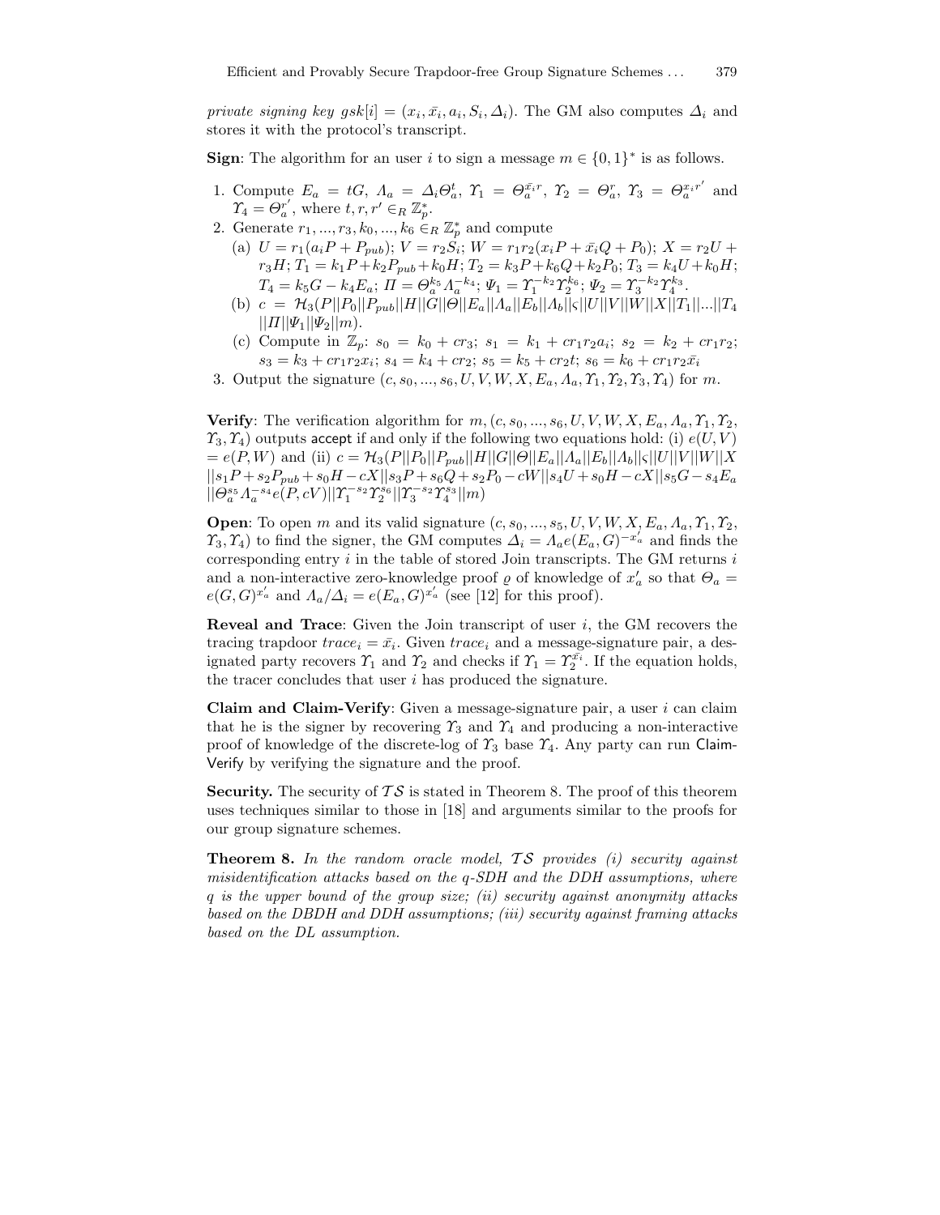*private signing key* $gsk[i] = (x_i, \bar{x_i}, a_i, S_i, \Delta_i)$. The GM also computes $\Delta_i$ and stores it with the protocol's transcript.

**Sign**: The algorithm for an user $i$ to sign a message $m \in \{0,1\}^*$ is as follows.

1. Compute $E_a = tG$, $\Lambda_a = \Delta_i \Theta_a^t$, $\Upsilon_1 = \Theta_a^{\bar{x_i} r}$, $\Upsilon_2 = \Theta_a^r$, $\Upsilon_3 = \Theta_a^{x_i r'}$ and $\Upsilon_4 = \Theta_a^{r'}$, where $t, r, r' \in_R \mathbb{Z}_p^*$.
2. Generate $r_1, ..., r_3, k_0, ..., k_6 \in_R \mathbb{Z}_p^*$ and compute
   (a) $U = r_1(a_i P + P_{pub})$; $V = r_2 S_i$; $W = r_1 r_2 (x_i P + \bar{x_i} Q + P_0)$; $X = r_2 U + r_3 H$; $T_1 = k_1 P + k_2 P_{pub} + k_0 H$; $T_2 = k_3 P + k_6 Q + k_2 P_0$; $T_3 = k_4 U + k_0 H$; $T_4 = k_5 G - k_4 E_a$; $\Pi = \Theta_a^{k_5} \Lambda_a^{-k_4}$; $\Psi_1 = \Upsilon_1^{-k_2} \Upsilon_2^{k_6}$; $\Psi_2 = \Upsilon_3^{-k_2} \Upsilon_4^{k_3}$.
   (b) $c = \mathcal{H}_3(P||P_0||P_{pub}||H||G||\Theta||E_a||\Lambda_a||E_b||\Lambda_b||\varsigma||U||V||W||X||T_1||...||T_4 ||\Pi||\Psi_1||\Psi_2||m)$.
   (c) Compute in $\mathbb{Z}_p$: $s_0 = k_0 + cr_3$; $s_1 = k_1 + cr_1 r_2 a_i$; $s_2 = k_2 + cr_1 r_2$; $s_3 = k_3 + cr_1 r_2 x_i$; $s_4 = k_4 + cr_2$; $s_5 = k_5 + cr_2 t$; $s_6 = k_6 + cr_1 r_2 \bar{x_i}$
3. Output the signature $(c, s_0, ..., s_6, U, V, W, X, E_a, \Lambda_a, \Upsilon_1, \Upsilon_2, \Upsilon_3, \Upsilon_4)$ for $m$.

**Verify**: The verification algorithm for $m, (c, s_0, ..., s_6, U, V, W, X, E_a, \Lambda_a, \Upsilon_1, \Upsilon_2, \Upsilon_3, \Upsilon_4)$ outputs accept if and only if the following two equations hold: (i) $e(U, V) = e(P, W)$ and (ii) $c = \mathcal{H}_3(P||P_0||P_{pub}||H||G||\Theta||E_a||\Lambda_a||E_b||\Lambda_b||\varsigma||U||V||W||X ||s_1 P + s_2 P_{pub} + s_0 H - cX||s_3 P + s_6 Q + s_2 P_0 - cW||s_4 U + s_0 H - cX||s_5 G - s_4 E_a ||\Theta_a^{s_5} \Lambda_a^{-s_4} e(P, cV)||\Upsilon_1^{-s_2} \Upsilon_2^{s_6}||\Upsilon_3^{-s_2} \Upsilon_4^{s_3}||m)$

**Open**: To open $m$ and its valid signature $(c, s_0, ..., s_5, U, V, W, X, E_a, \Lambda_a, \Upsilon_1, \Upsilon_2, \Upsilon_3, \Upsilon_4)$ to find the signer, the GM computes $\Delta_i = \Lambda_a e(E_a, G)^{-x_a'}$ and finds the corresponding entry $i$ in the table of stored Join transcripts. The GM returns $i$ and a non-interactive zero-knowledge proof $\varrho$ of knowledge of $x_a'$ so that $\Theta_a = e(G, G)^{x_a'}$ and $\Lambda_a / \Delta_i = e(E_a, G)^{x_a'}$ (see [12] for this proof).

**Reveal and Trace**: Given the Join transcript of user $i$, the GM recovers the tracing trapdoor $trace_i = \bar{x_i}$. Given $trace_i$ and a message-signature pair, a designated party recovers $\Upsilon_1$ and $\Upsilon_2$ and checks if $\Upsilon_1 = \Upsilon_2^{\bar{x_i}}$. If the equation holds, the tracer concludes that user $i$ has produced the signature.

**Claim and Claim-Verify**: Given a message-signature pair, a user $i$ can claim that he is the signer by recovering $\Upsilon_3$ and $\Upsilon_4$ and producing a non-interactive proof of knowledge of the discrete-log of $\Upsilon_3$ base $\Upsilon_4$. Any party can run Claim-Verify by verifying the signature and the proof.

**Security.** The security of $\mathcal{TS}$ is stated in Theorem 8. The proof of this theorem uses techniques similar to those in [18] and arguments similar to the proofs for our group signature schemes.

**Theorem 8.** *In the random oracle model, $\mathcal{TS}$ provides (i) security against misidentification attacks based on the q-SDH and the DDH assumptions, where $q$ is the upper bound of the group size; (ii) security against anonymity attacks based on the DBDH and DDH assumptions; (iii) security against framing attacks based on the DL assumption.*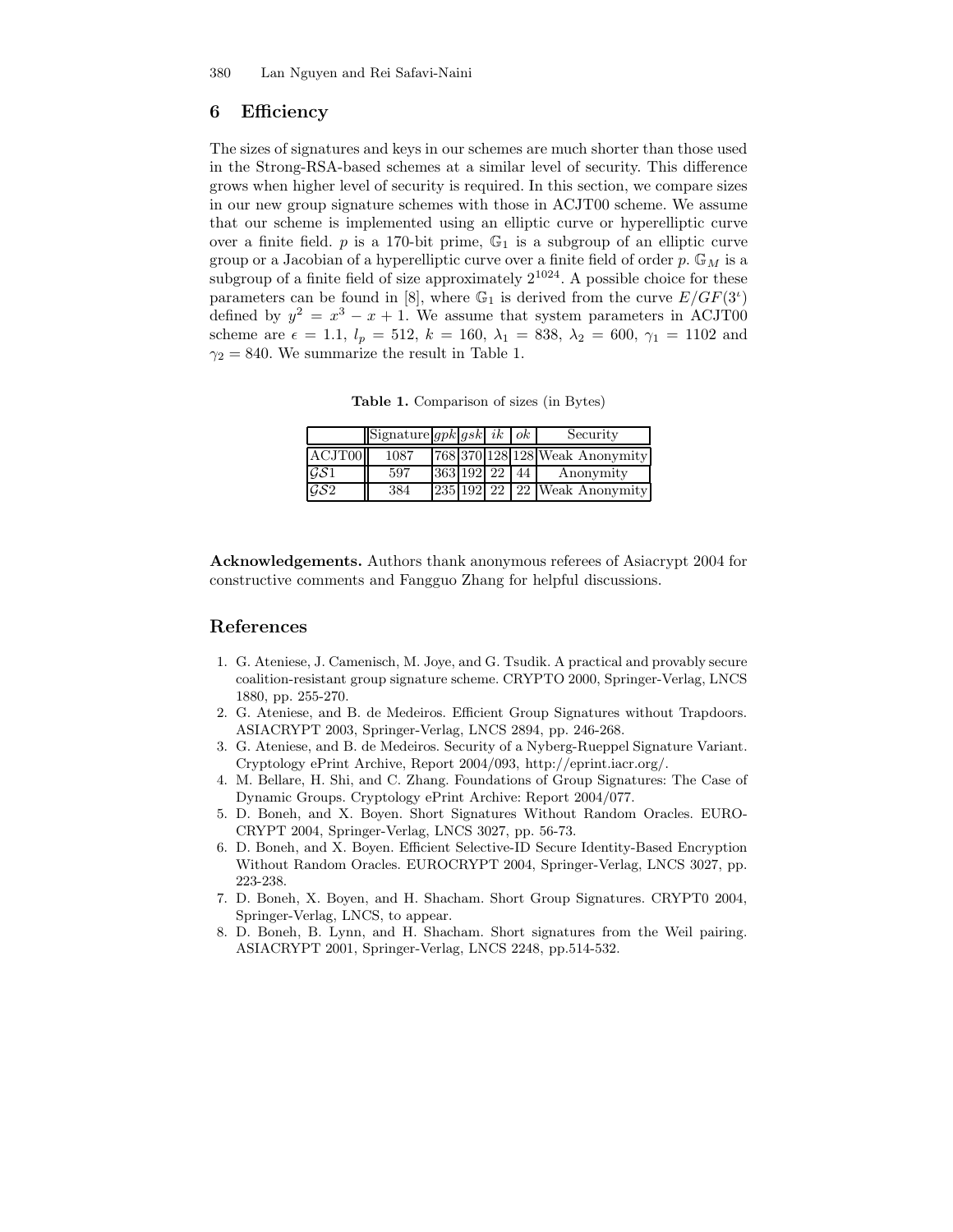## 6 Efficiency

The sizes of signatures and keys in our schemes are much shorter than those used in the Strong-RSA-based schemes at a similar level of security. This difference grows when higher level of security is required. In this section, we compare sizes in our new group signature schemes with those in ACJT00 scheme. We assume that our scheme is implemented using an elliptic curve or hyperelliptic curve over a finite field. $p$ is a 170-bit prime, $\mathbb{G}_1$ is a subgroup of an elliptic curve group or a Jacobian of a hyperelliptic curve over a finite field of order $p$. $\mathbb{G}_M$ is a subgroup of a finite field of size approximately $2^{1024}$. A possible choice for these parameters can be found in [8], where $\mathbb{G}_1$ is derived from the curve $E/GF(3^\iota)$ defined by $y^2 = x^3 - x + 1$. We assume that system parameters in ACJT00 scheme are $\epsilon = 1.1$, $l_p = 512$, $k = 160$, $\lambda_1 = 838$, $\lambda_2 = 600$, $\gamma_1 = 1102$ and $\gamma_2 = 840$. We summarize the result in Table 1.

**Table 1.** Comparison of sizes (in Bytes)

| | Signature | $gpk$ | $gsk$ | $ik$ | $ok$ | Security |
|---|---|---|---|---|---|---|
| ACJT00 | 1087 | 768 | 370 | 128 | 128 | Weak Anonymity |
| $\mathcal{GS}1$ | 597 | 363 | 192 | 22 | 44 | Anonymity |
| $\mathcal{GS}2$ | 384 | 235 | 192 | 22 | 22 | Weak Anonymity |

**Acknowledgements.** Authors thank anonymous referees of Asiacrypt 2004 for constructive comments and Fangguo Zhang for helpful discussions.

## References

1. G. Ateniese, J. Camenisch, M. Joye, and G. Tsudik. A practical and provably secure coalition-resistant group signature scheme. CRYPTO 2000, Springer-Verlag, LNCS 1880, pp. 255-270.
2. G. Ateniese, and B. de Medeiros. Efficient Group Signatures without Trapdoors. ASIACRYPT 2003, Springer-Verlag, LNCS 2894, pp. 246-268.
3. G. Ateniese, and B. de Medeiros. Security of a Nyberg-Rueppel Signature Variant. Cryptology ePrint Archive, Report 2004/093, http://eprint.iacr.org/.
4. M. Bellare, H. Shi, and C. Zhang. Foundations of Group Signatures: The Case of Dynamic Groups. Cryptology ePrint Archive: Report 2004/077.
5. D. Boneh, and X. Boyen. Short Signatures Without Random Oracles. EUROCRYPT 2004, Springer-Verlag, LNCS 3027, pp. 56-73.
6. D. Boneh, and X. Boyen. Efficient Selective-ID Secure Identity-Based Encryption Without Random Oracles. EUROCRYPT 2004, Springer-Verlag, LNCS 3027, pp. 223-238.
7. D. Boneh, X. Boyen, and H. Shacham. Short Group Signatures. CRYPT0 2004, Springer-Verlag, LNCS, to appear.
8. D. Boneh, B. Lynn, and H. Shacham. Short signatures from the Weil pairing. ASIACRYPT 2001, Springer-Verlag, LNCS 2248, pp.514-532.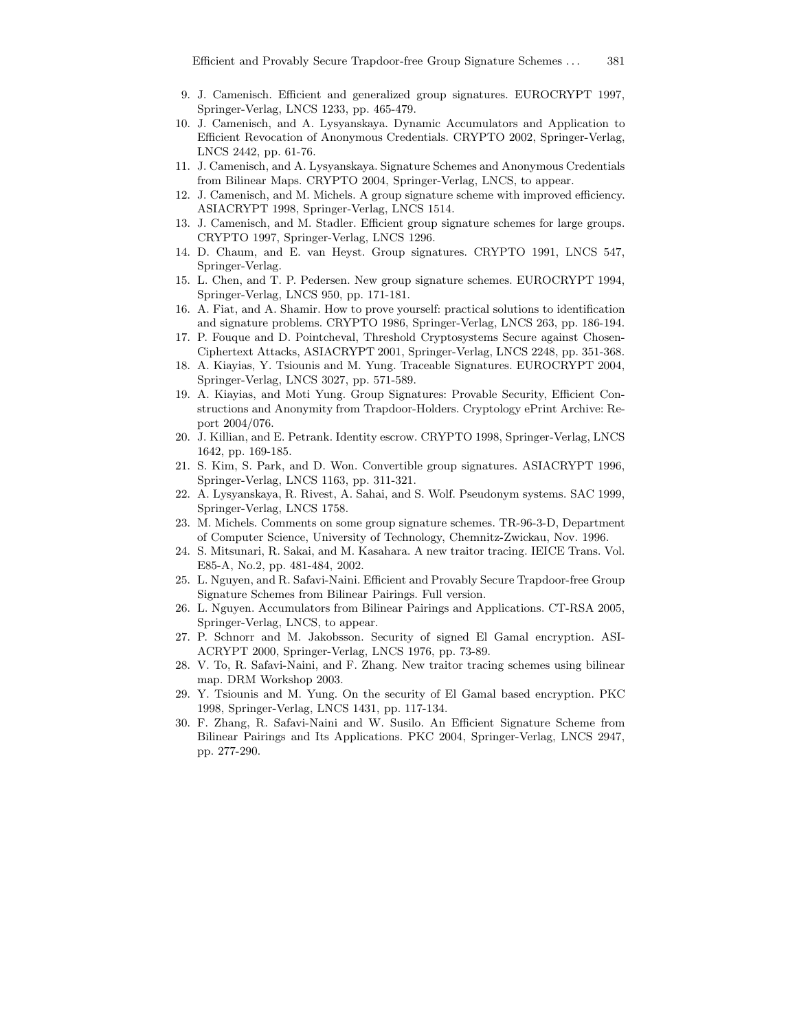9. J. Camenisch. Efficient and generalized group signatures. EUROCRYPT 1997, Springer-Verlag, LNCS 1233, pp. 465-479.
10. J. Camenisch, and A. Lysyanskaya. Dynamic Accumulators and Application to Efficient Revocation of Anonymous Credentials. CRYPTO 2002, Springer-Verlag, LNCS 2442, pp. 61-76.
11. J. Camenisch, and A. Lysyanskaya. Signature Schemes and Anonymous Credentials from Bilinear Maps. CRYPTO 2004, Springer-Verlag, LNCS, to appear.
12. J. Camenisch, and M. Michels. A group signature scheme with improved efficiency. ASIACRYPT 1998, Springer-Verlag, LNCS 1514.
13. J. Camenisch, and M. Stadler. Efficient group signature schemes for large groups. CRYPTO 1997, Springer-Verlag, LNCS 1296.
14. D. Chaum, and E. van Heyst. Group signatures. CRYPTO 1991, LNCS 547, Springer-Verlag.
15. L. Chen, and T. P. Pedersen. New group signature schemes. EUROCRYPT 1994, Springer-Verlag, LNCS 950, pp. 171-181.
16. A. Fiat, and A. Shamir. How to prove yourself: practical solutions to identification and signature problems. CRYPTO 1986, Springer-Verlag, LNCS 263, pp. 186-194.
17. P. Fouque and D. Pointcheval, Threshold Cryptosystems Secure against Chosen-Ciphertext Attacks, ASIACRYPT 2001, Springer-Verlag, LNCS 2248, pp. 351-368.
18. A. Kiayias, Y. Tsiounis and M. Yung. Traceable Signatures. EUROCRYPT 2004, Springer-Verlag, LNCS 3027, pp. 571-589.
19. A. Kiayias, and Moti Yung. Group Signatures: Provable Security, Efficient Constructions and Anonymity from Trapdoor-Holders. Cryptology ePrint Archive: Report 2004/076.
20. J. Killian, and E. Petrank. Identity escrow. CRYPTO 1998, Springer-Verlag, LNCS 1642, pp. 169-185.
21. S. Kim, S. Park, and D. Won. Convertible group signatures. ASIACRYPT 1996, Springer-Verlag, LNCS 1163, pp. 311-321.
22. A. Lysyanskaya, R. Rivest, A. Sahai, and S. Wolf. Pseudonym systems. SAC 1999, Springer-Verlag, LNCS 1758.
23. M. Michels. Comments on some group signature schemes. TR-96-3-D, Department of Computer Science, University of Technology, Chemnitz-Zwickau, Nov. 1996.
24. S. Mitsunari, R. Sakai, and M. Kasahara. A new traitor tracing. IEICE Trans. Vol. E85-A, No.2, pp. 481-484, 2002.
25. L. Nguyen, and R. Safavi-Naini. Efficient and Provably Secure Trapdoor-free Group Signature Schemes from Bilinear Pairings. Full version.
26. L. Nguyen. Accumulators from Bilinear Pairings and Applications. CT-RSA 2005, Springer-Verlag, LNCS, to appear.
27. P. Schnorr and M. Jakobsson. Security of signed El Gamal encryption. ASIACRYPT 2000, Springer-Verlag, LNCS 1976, pp. 73-89.
28. V. To, R. Safavi-Naini, and F. Zhang. New traitor tracing schemes using bilinear map. DRM Workshop 2003.
29. Y. Tsiounis and M. Yung. On the security of El Gamal based encryption. PKC 1998, Springer-Verlag, LNCS 1431, pp. 117-134.
30. F. Zhang, R. Safavi-Naini and W. Susilo. An Efficient Signature Scheme from Bilinear Pairings and Its Applications. PKC 2004, Springer-Verlag, LNCS 2947, pp. 277-290.